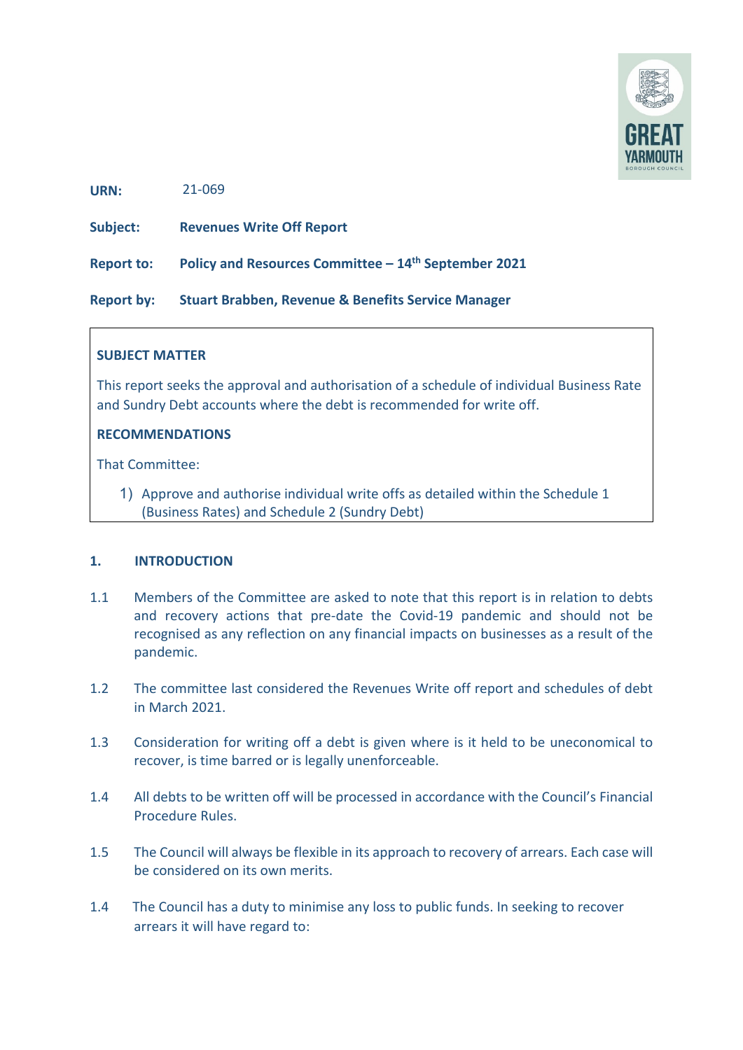URN: 21-069

**Subject:** **Revenues Write Off Report**

**Report to:** **Policy and Resources Committee – 14th September 2021**

**Report by:** **Stuart Brabben, Revenue & Benefits Service Manager**

**SUBJECT MATTER**

This report seeks the approval and authorisation of a schedule of individual Business Rate and Sundry Debt accounts where the debt is recommended for write off.

**RECOMMENDATIONS**

That Committee:

1) Approve and authorise individual write offs as detailed within the Schedule 1 (Business Rates) and Schedule 2 (Sundry Debt)

## 1. INTRODUCTION

1.1 Members of the Committee are asked to note that this report is in relation to debts and recovery actions that pre-date the Covid-19 pandemic and should not be recognised as any reflection on any financial impacts on businesses as a result of the pandemic.

1.2 The committee last considered the Revenues Write off report and schedules of debt in March 2021.

1.3 Consideration for writing off a debt is given where is it held to be uneconomical to recover, is time barred or is legally unenforceable.

1.4 All debts to be written off will be processed in accordance with the Council's Financial Procedure Rules.

1.5 The Council will always be flexible in its approach to recovery of arrears. Each case will be considered on its own merits.

1.4 The Council has a duty to minimise any loss to public funds. In seeking to recover arrears it will have regard to: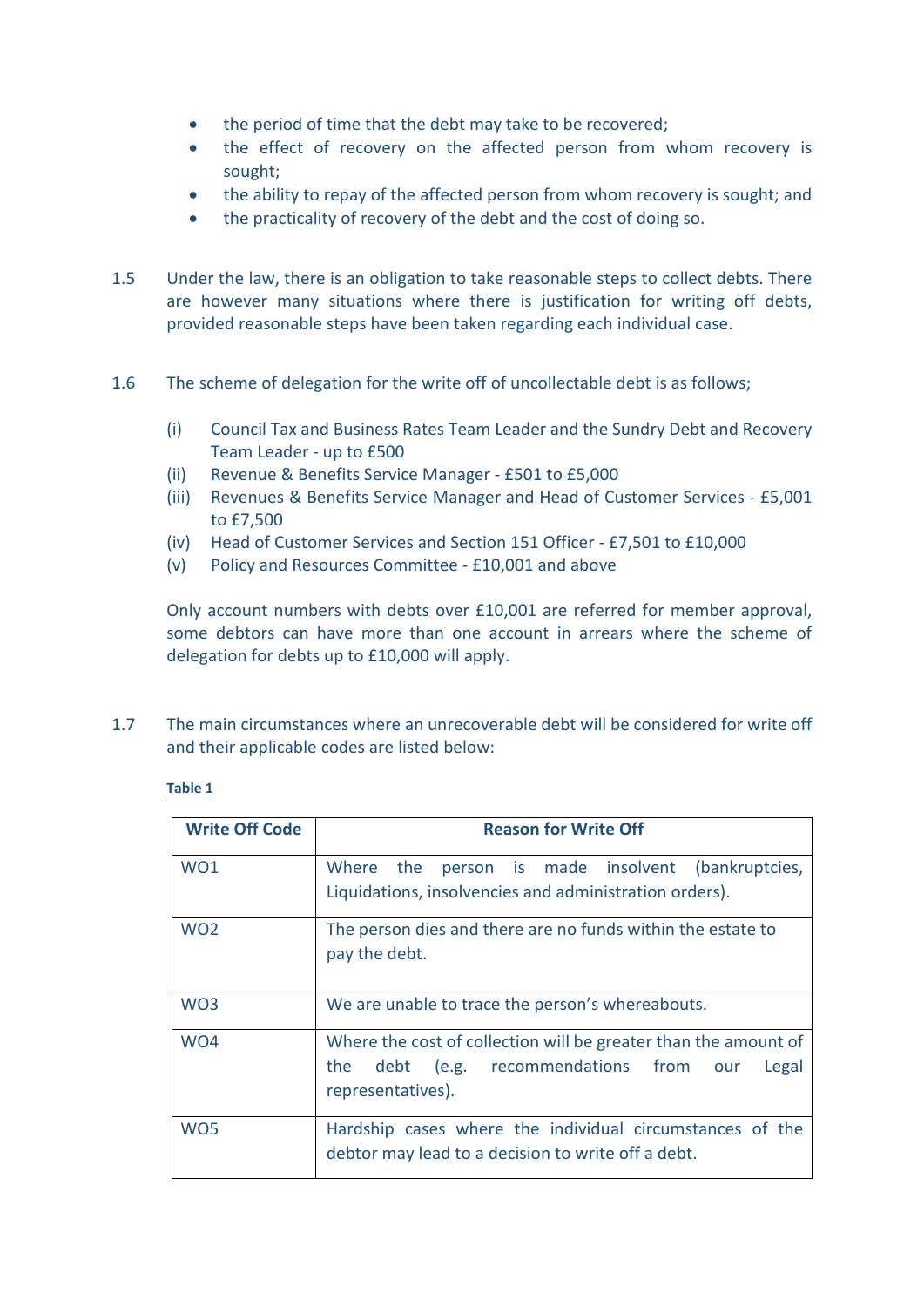- the period of time that the debt may take to be recovered;
- the effect of recovery on the affected person from whom recovery is sought;
- the ability to repay of the affected person from whom recovery is sought; and
- the practicality of recovery of the debt and the cost of doing so.

1.5 Under the law, there is an obligation to take reasonable steps to collect debts. There are however many situations where there is justification for writing off debts, provided reasonable steps have been taken regarding each individual case.

1.6 The scheme of delegation for the write off of uncollectable debt is as follows;

(i) Council Tax and Business Rates Team Leader and the Sundry Debt and Recovery Team Leader - up to £500
(ii) Revenue & Benefits Service Manager - £501 to £5,000
(iii) Revenues & Benefits Service Manager and Head of Customer Services - £5,001 to £7,500
(iv) Head of Customer Services and Section 151 Officer - £7,501 to £10,000
(v) Policy and Resources Committee - £10,001 and above

Only account numbers with debts over £10,001 are referred for member approval, some debtors can have more than one account in arrears where the scheme of delegation for debts up to £10,000 will apply.

1.7 The main circumstances where an unrecoverable debt will be considered for write off and their applicable codes are listed below:

**Table 1**

| Write Off Code | Reason for Write Off |
|---|---|
| WO1 | Where the person is made insolvent (bankruptcies, Liquidations, insolvencies and administration orders). |
| WO2 | The person dies and there are no funds within the estate to pay the debt. |
| WO3 | We are unable to trace the person's whereabouts. |
| WO4 | Where the cost of collection will be greater than the amount of the debt (e.g. recommendations from our Legal representatives). |
| WO5 | Hardship cases where the individual circumstances of the debtor may lead to a decision to write off a debt. |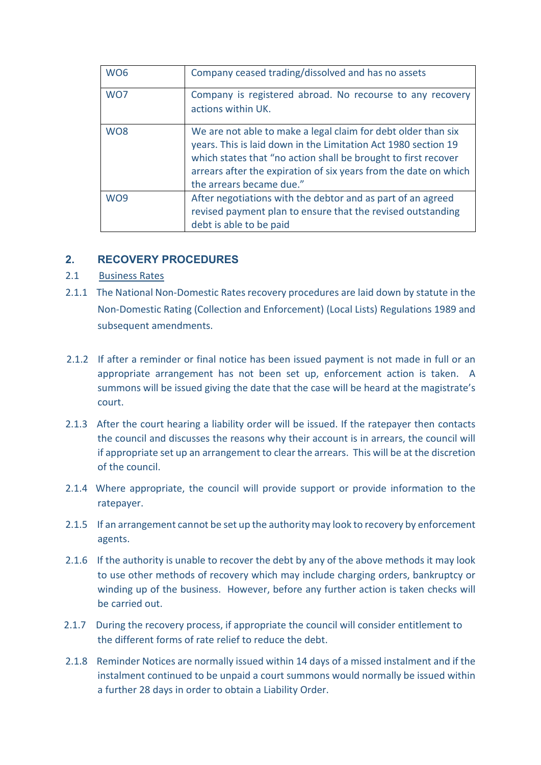| WO6 | Company ceased trading/dissolved and has no assets |
|---|---|
| WO7 | Company is registered abroad. No recourse to any recovery actions within UK. |
| WO8 | We are not able to make a legal claim for debt older than six years. This is laid down in the Limitation Act 1980 section 19 which states that "no action shall be brought to first recover arrears after the expiration of six years from the date on which the arrears became due." |
| WO9 | After negotiations with the debtor and as part of an agreed revised payment plan to ensure that the revised outstanding debt is able to be paid |

## 2. RECOVERY PROCEDURES

2.1 Business Rates

2.1.1 The National Non-Domestic Rates recovery procedures are laid down by statute in the Non-Domestic Rating (Collection and Enforcement) (Local Lists) Regulations 1989 and subsequent amendments.

2.1.2 If after a reminder or final notice has been issued payment is not made in full or an appropriate arrangement has not been set up, enforcement action is taken. A summons will be issued giving the date that the case will be heard at the magistrate's court.

2.1.3 After the court hearing a liability order will be issued. If the ratepayer then contacts the council and discusses the reasons why their account is in arrears, the council will if appropriate set up an arrangement to clear the arrears. This will be at the discretion of the council.

2.1.4 Where appropriate, the council will provide support or provide information to the ratepayer.

2.1.5 If an arrangement cannot be set up the authority may look to recovery by enforcement agents.

2.1.6 If the authority is unable to recover the debt by any of the above methods it may look to use other methods of recovery which may include charging orders, bankruptcy or winding up of the business. However, before any further action is taken checks will be carried out.

2.1.7 During the recovery process, if appropriate the council will consider entitlement to the different forms of rate relief to reduce the debt.

2.1.8 Reminder Notices are normally issued within 14 days of a missed instalment and if the instalment continued to be unpaid a court summons would normally be issued within a further 28 days in order to obtain a Liability Order.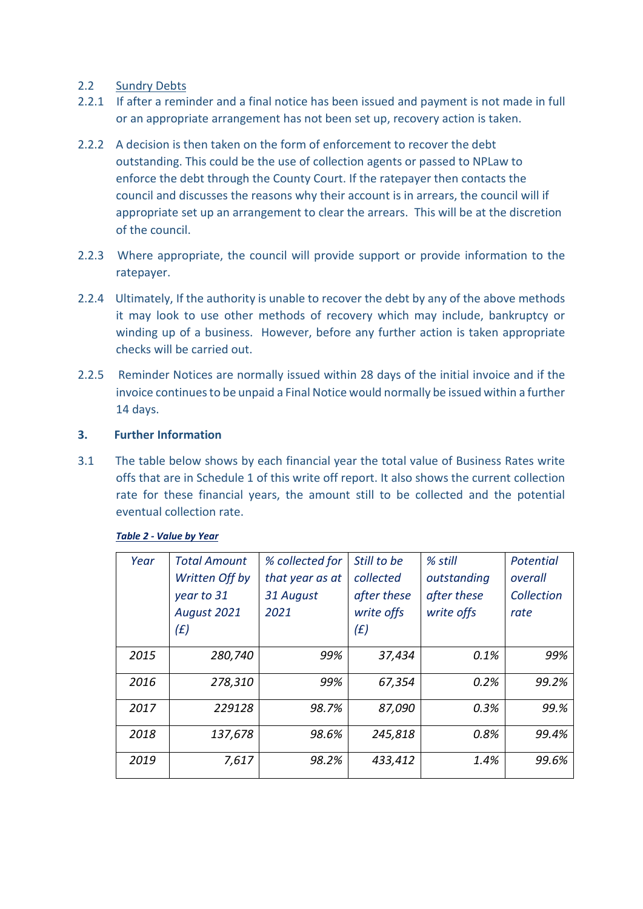2.2 Sundry Debts

2.2.1 If after a reminder and a final notice has been issued and payment is not made in full or an appropriate arrangement has not been set up, recovery action is taken.

2.2.2 A decision is then taken on the form of enforcement to recover the debt outstanding. This could be the use of collection agents or passed to NPLaw to enforce the debt through the County Court. If the ratepayer then contacts the council and discusses the reasons why their account is in arrears, the council will if appropriate set up an arrangement to clear the arrears. This will be at the discretion of the council.

2.2.3 Where appropriate, the council will provide support or provide information to the ratepayer.

2.2.4 Ultimately, If the authority is unable to recover the debt by any of the above methods it may look to use other methods of recovery which may include, bankruptcy or winding up of a business. However, before any further action is taken appropriate checks will be carried out.

2.2.5 Reminder Notices are normally issued within 28 days of the initial invoice and if the invoice continues to be unpaid a Final Notice would normally be issued within a further 14 days.

## 3. Further Information

3.1 The table below shows by each financial year the total value of Business Rates write offs that are in Schedule 1 of this write off report. It also shows the current collection rate for these financial years, the amount still to be collected and the potential eventual collection rate.

***Table 2 - Value by Year***

| *Year* | *Total Amount Written Off by year to 31 August 2021 (£)* | *% collected for that year as at 31 August 2021* | *Still to be collected after these write offs (£)* | *% still outstanding after these write offs* | *Potential overall Collection rate* |
|---|---|---|---|---|---|
| *2015* | *280,740* | *99%* | *37,434* | *0.1%* | *99%* |
| *2016* | *278,310* | *99%* | *67,354* | *0.2%* | *99.2%* |
| *2017* | *229128* | *98.7%* | *87,090* | *0.3%* | *99.%* |
| *2018* | *137,678* | *98.6%* | *245,818* | *0.8%* | *99.4%* |
| *2019* | *7,617* | *98.2%* | *433,412* | *1.4%* | *99.6%* |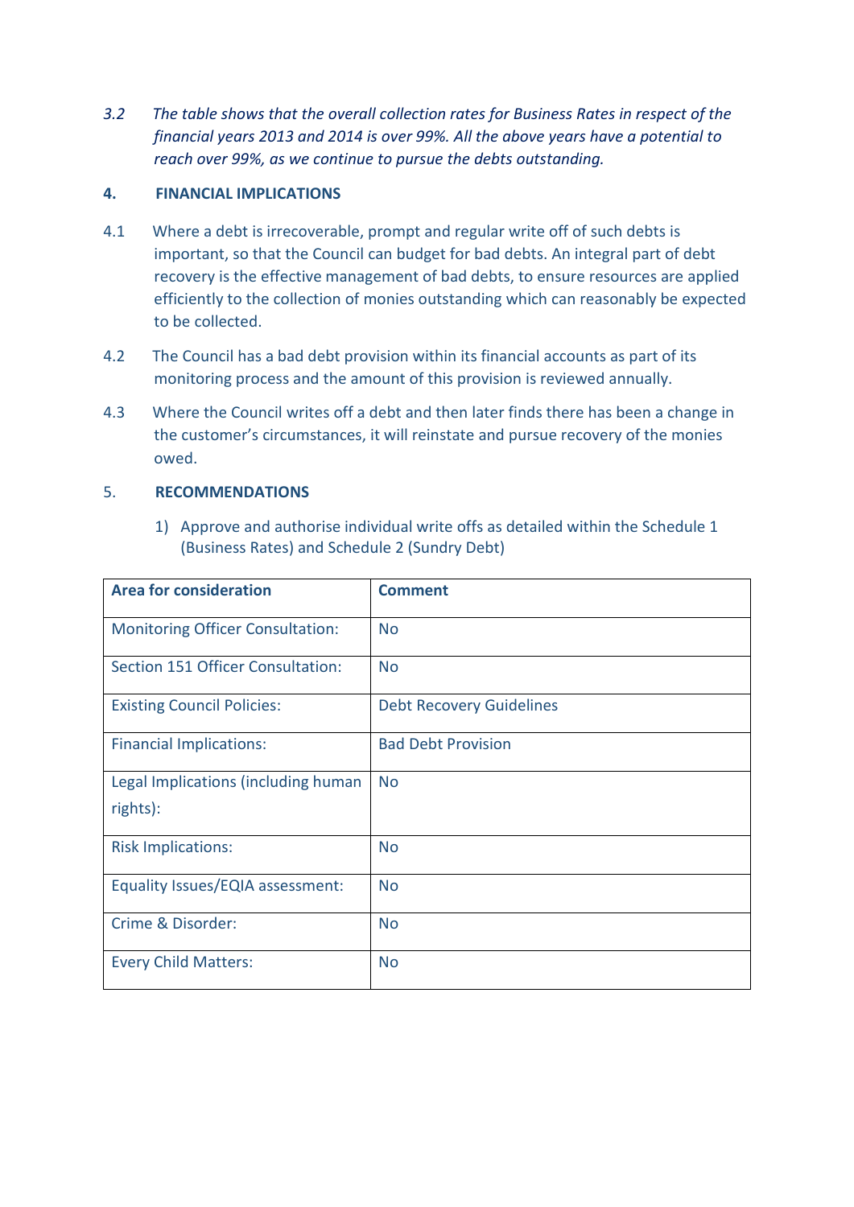*3.2 The table shows that the overall collection rates for Business Rates in respect of the financial years 2013 and 2014 is over 99%. All the above years have a potential to reach over 99%, as we continue to pursue the debts outstanding.*

## 4. FINANCIAL IMPLICATIONS

4.1 Where a debt is irrecoverable, prompt and regular write off of such debts is important, so that the Council can budget for bad debts. An integral part of debt recovery is the effective management of bad debts, to ensure resources are applied efficiently to the collection of monies outstanding which can reasonably be expected to be collected.

4.2 The Council has a bad debt provision within its financial accounts as part of its monitoring process and the amount of this provision is reviewed annually.

4.3 Where the Council writes off a debt and then later finds there has been a change in the customer's circumstances, it will reinstate and pursue recovery of the monies owed.

## 5. RECOMMENDATIONS

1) Approve and authorise individual write offs as detailed within the Schedule 1 (Business Rates) and Schedule 2 (Sundry Debt)

| Area for consideration | Comment |
|---|---|
| Monitoring Officer Consultation: | No |
| Section 151 Officer Consultation: | No |
| Existing Council Policies: | Debt Recovery Guidelines |
| Financial Implications: | Bad Debt Provision |
| Legal Implications (including human rights): | No |
| Risk Implications: | No |
| Equality Issues/EQIA assessment: | No |
| Crime & Disorder: | No |
| Every Child Matters: | No |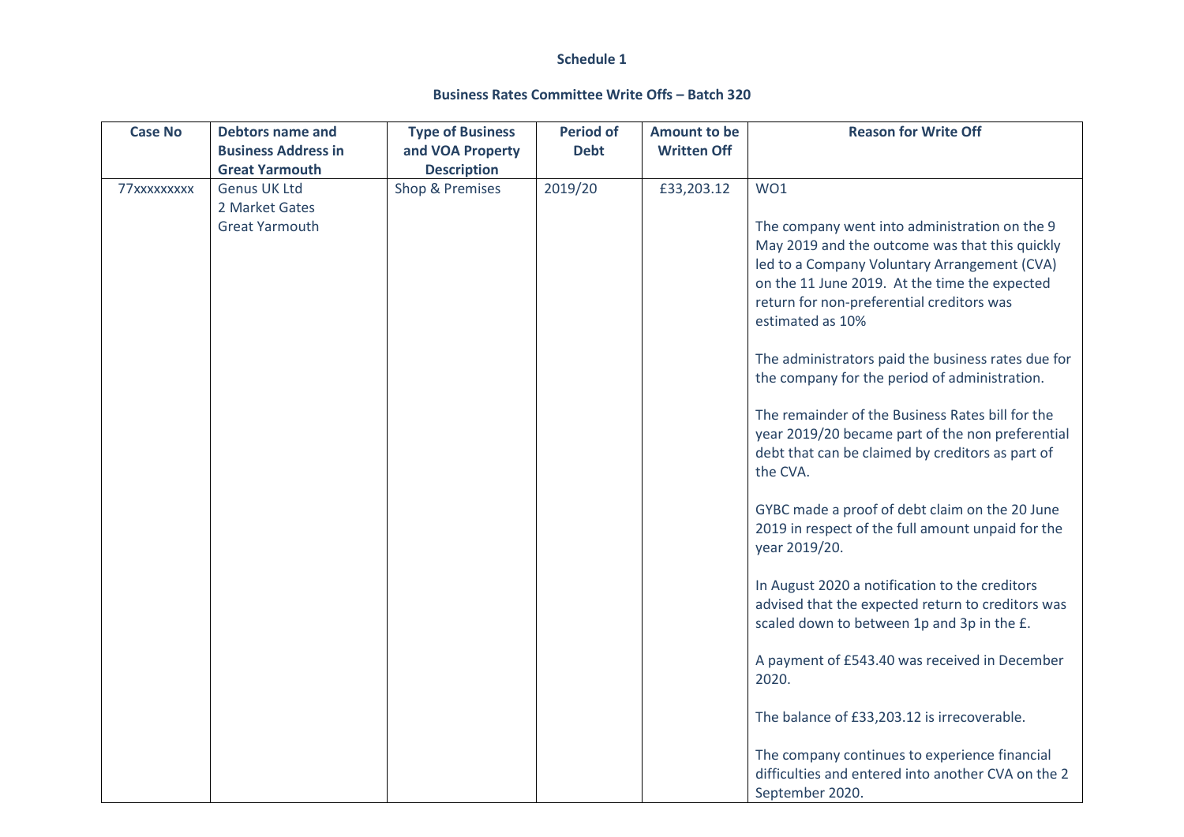**Schedule 1**

**Business Rates Committee Write Offs – Batch 320**

| Case No | Debtors name and Business Address in Great Yarmouth | Type of Business and VOA Property Description | Period of Debt | Amount to be Written Off | Reason for Write Off |
|---|---|---|---|---|---|
| 77xxxxxxxxx | Genus UK Ltd<br>2 Market Gates<br>Great Yarmouth | Shop & Premises | 2019/20 | £33,203.12 | WO1<br><br>The company went into administration on the 9 May 2019 and the outcome was that this quickly led to a Company Voluntary Arrangement (CVA) on the 11 June 2019. At the time the expected return for non-preferential creditors was estimated as 10%<br><br>The administrators paid the business rates due for the company for the period of administration.<br><br>The remainder of the Business Rates bill for the year 2019/20 became part of the non preferential debt that can be claimed by creditors as part of the CVA.<br><br>GYBC made a proof of debt claim on the 20 June 2019 in respect of the full amount unpaid for the year 2019/20.<br><br>In August 2020 a notification to the creditors advised that the expected return to creditors was scaled down to between 1p and 3p in the £.<br><br>A payment of £543.40 was received in December 2020.<br><br>The balance of £33,203.12 is irrecoverable.<br><br>The company continues to experience financial difficulties and entered into another CVA on the 2 September 2020. |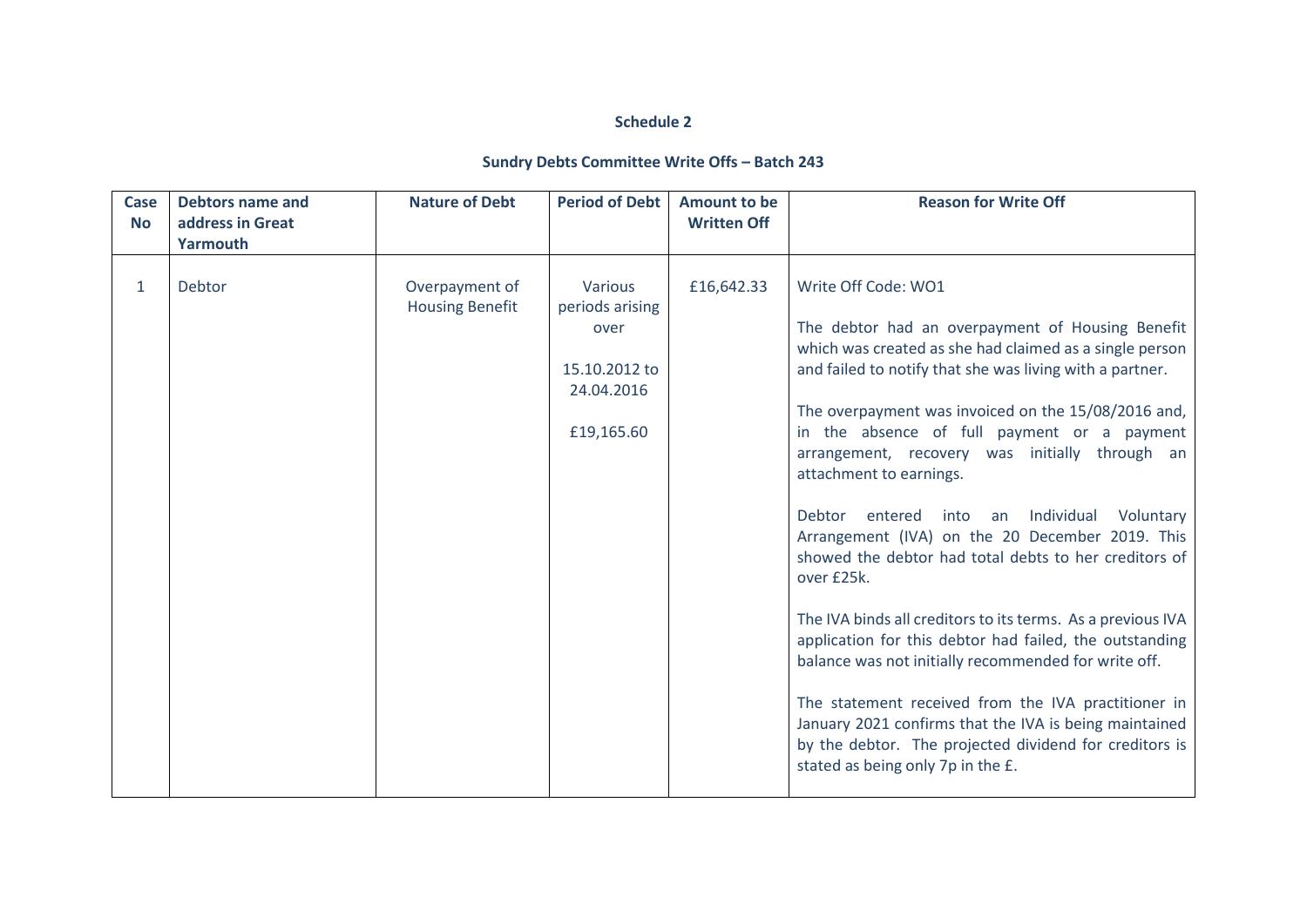**Schedule 2**

**Sundry Debts Committee Write Offs – Batch 243**

| Case No | Debtors name and address in Great Yarmouth | Nature of Debt | Period of Debt | Amount to be Written Off | Reason for Write Off |
|---|---|---|---|---|---|
| 1 | Debtor | Overpayment of Housing Benefit | Various periods arising over<br><br>15.10.2012 to 24.04.2016<br><br>£19,165.60 | £16,642.33 | Write Off Code: WO1<br><br>The debtor had an overpayment of Housing Benefit which was created as she had claimed as a single person and failed to notify that she was living with a partner.<br><br>The overpayment was invoiced on the 15/08/2016 and, in the absence of full payment or a payment arrangement, recovery was initially through an attachment to earnings.<br><br>Debtor entered into an Individual Voluntary Arrangement (IVA) on the 20 December 2019. This showed the debtor had total debts to her creditors of over £25k.<br><br>The IVA binds all creditors to its terms. As a previous IVA application for this debtor had failed, the outstanding balance was not initially recommended for write off.<br><br>The statement received from the IVA practitioner in January 2021 confirms that the IVA is being maintained by the debtor. The projected dividend for creditors is stated as being only 7p in the £. |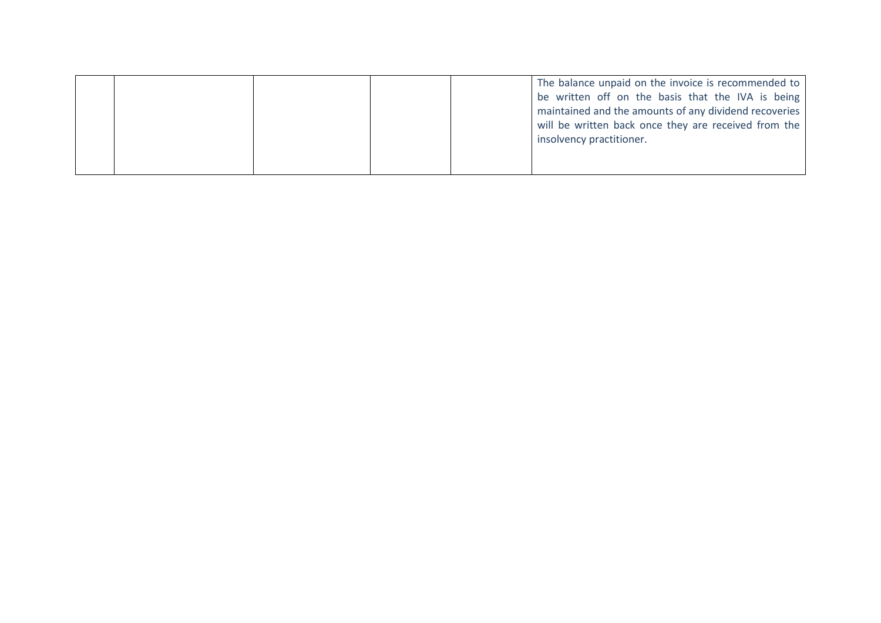| | | | | | |
|---|---|---|---|---|---|
| | | | | | The balance unpaid on the invoice is recommended to be written off on the basis that the IVA is being maintained and the amounts of any dividend recoveries will be written back once they are received from the insolvency practitioner. |